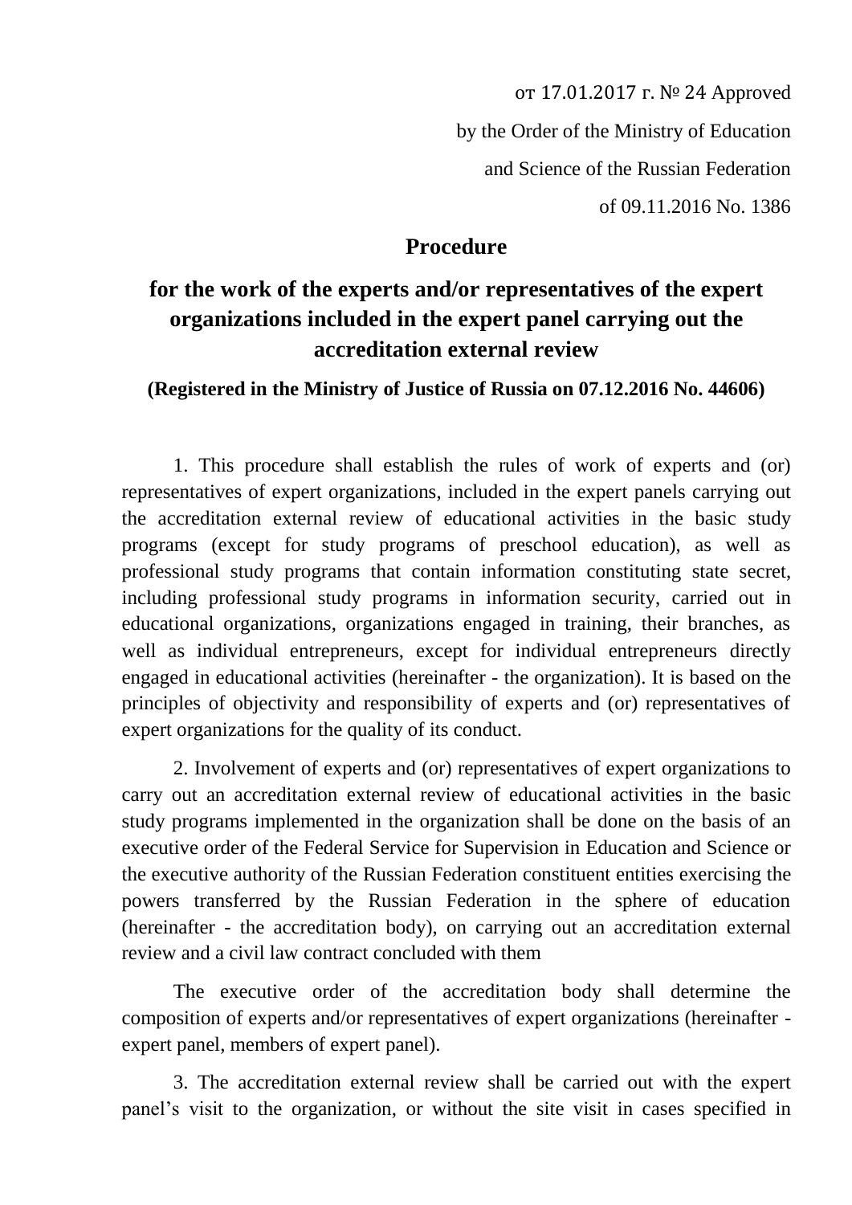от 17.01.2017 г. № 24 Approved

by the Order of the Ministry of Education

and Science of the Russian Federation

of 09.11.2016 No. 1386

# Procedure

## for the work of the experts and/or representatives of the expert organizations included in the expert panel carrying out the accreditation external review

**(Registered in the Ministry of Justice of Russia on 07.12.2016 No. 44606)**

1. This procedure shall establish the rules of work of experts and (or) representatives of expert organizations, included in the expert panels carrying out the accreditation external review of educational activities in the basic study programs (except for study programs of preschool education), as well as professional study programs that contain information constituting state secret, including professional study programs in information security, carried out in educational organizations, organizations engaged in training, their branches, as well as individual entrepreneurs, except for individual entrepreneurs directly engaged in educational activities (hereinafter - the organization). It is based on the principles of objectivity and responsibility of experts and (or) representatives of expert organizations for the quality of its conduct.

2. Involvement of experts and (or) representatives of expert organizations to carry out an accreditation external review of educational activities in the basic study programs implemented in the organization shall be done on the basis of an executive order of the Federal Service for Supervision in Education and Science or the executive authority of the Russian Federation constituent entities exercising the powers transferred by the Russian Federation in the sphere of education (hereinafter - the accreditation body), on carrying out an accreditation external review and a civil law contract concluded with them

The executive order of the accreditation body shall determine the composition of experts and/or representatives of expert organizations (hereinafter - expert panel, members of expert panel).

3. The accreditation external review shall be carried out with the expert panel's visit to the organization, or without the site visit in cases specified in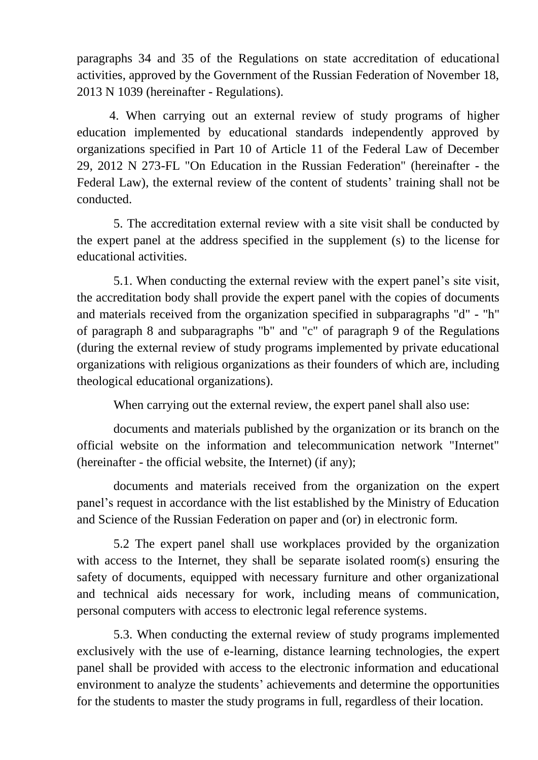paragraphs 34 and 35 of the Regulations on state accreditation of educational activities, approved by the Government of the Russian Federation of November 18, 2013 N 1039 (hereinafter - Regulations).

4. When carrying out an external review of study programs of higher education implemented by educational standards independently approved by organizations specified in Part 10 of Article 11 of the Federal Law of December 29, 2012 N 273-FL "On Education in the Russian Federation" (hereinafter - the Federal Law), the external review of the content of students' training shall not be conducted.

5. The accreditation external review with a site visit shall be conducted by the expert panel at the address specified in the supplement (s) to the license for educational activities.

5.1. When conducting the external review with the expert panel's site visit, the accreditation body shall provide the expert panel with the copies of documents and materials received from the organization specified in subparagraphs "d" - "h" of paragraph 8 and subparagraphs "b" and "c" of paragraph 9 of the Regulations (during the external review of study programs implemented by private educational organizations with religious organizations as their founders of which are, including theological educational organizations).

When carrying out the external review, the expert panel shall also use:

documents and materials published by the organization or its branch on the official website on the information and telecommunication network "Internet" (hereinafter - the official website, the Internet) (if any);

documents and materials received from the organization on the expert panel's request in accordance with the list established by the Ministry of Education and Science of the Russian Federation on paper and (or) in electronic form.

5.2 The expert panel shall use workplaces provided by the organization with access to the Internet, they shall be separate isolated room(s) ensuring the safety of documents, equipped with necessary furniture and other organizational and technical aids necessary for work, including means of communication, personal computers with access to electronic legal reference systems.

5.3. When conducting the external review of study programs implemented exclusively with the use of e-learning, distance learning technologies, the expert panel shall be provided with access to the electronic information and educational environment to analyze the students' achievements and determine the opportunities for the students to master the study programs in full, regardless of their location.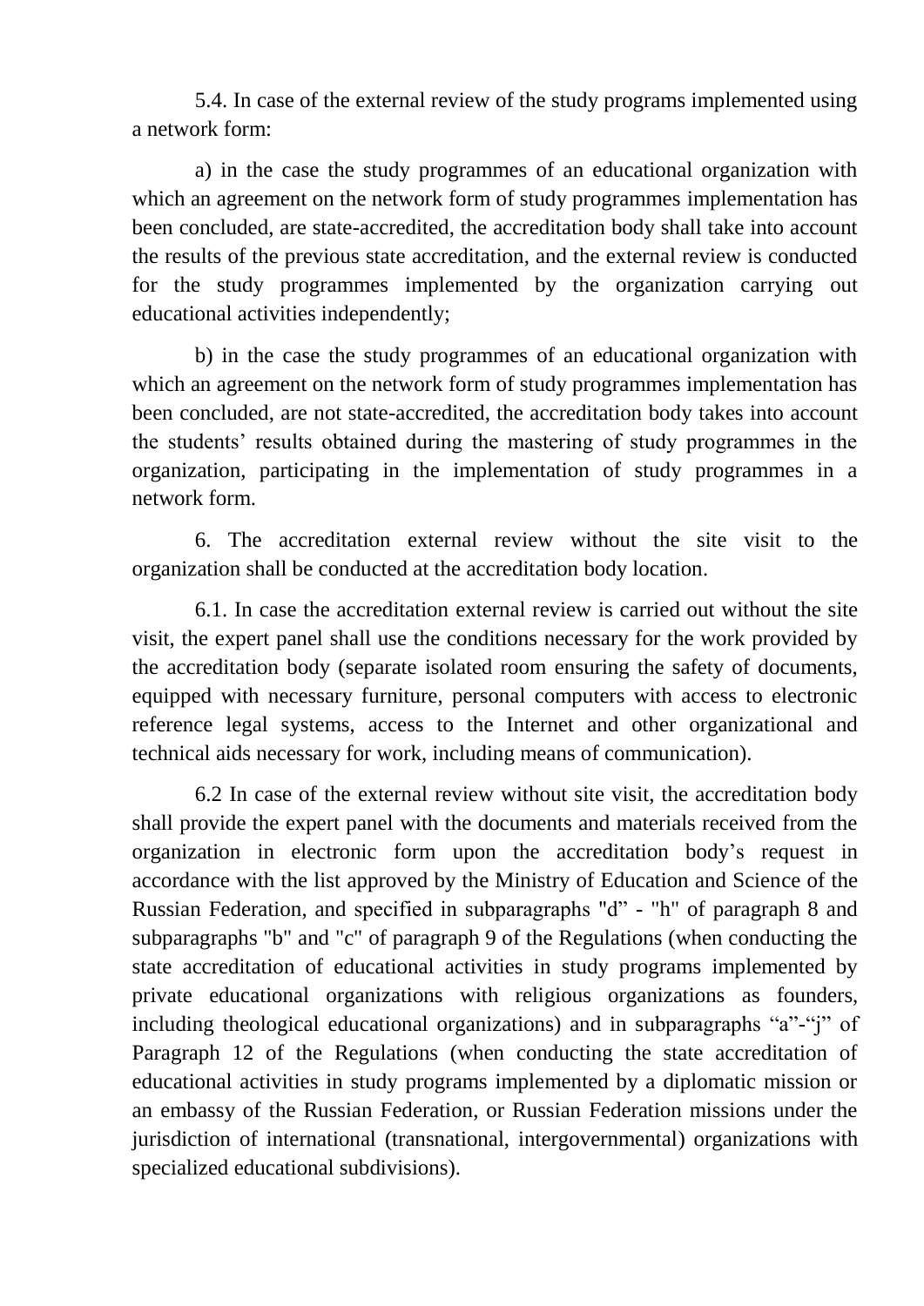5.4. In case of the external review of the study programs implemented using a network form:

a) in the case the study programmes of an educational organization with which an agreement on the network form of study programmes implementation has been concluded, are state-accredited, the accreditation body shall take into account the results of the previous state accreditation, and the external review is conducted for the study programmes implemented by the organization carrying out educational activities independently;

b) in the case the study programmes of an educational organization with which an agreement on the network form of study programmes implementation has been concluded, are not state-accredited, the accreditation body takes into account the students' results obtained during the mastering of study programmes in the organization, participating in the implementation of study programmes in a network form.

6. The accreditation external review without the site visit to the organization shall be conducted at the accreditation body location.

6.1. In case the accreditation external review is carried out without the site visit, the expert panel shall use the conditions necessary for the work provided by the accreditation body (separate isolated room ensuring the safety of documents, equipped with necessary furniture, personal computers with access to electronic reference legal systems, access to the Internet and other organizational and technical aids necessary for work, including means of communication).

6.2 In case of the external review without site visit, the accreditation body shall provide the expert panel with the documents and materials received from the organization in electronic form upon the accreditation body's request in accordance with the list approved by the Ministry of Education and Science of the Russian Federation, and specified in subparagraphs "d" - "h" of paragraph 8 and subparagraphs "b" and "c" of paragraph 9 of the Regulations (when conducting the state accreditation of educational activities in study programs implemented by private educational organizations with religious organizations as founders, including theological educational organizations) and in subparagraphs "a"-"j" of Paragraph 12 of the Regulations (when conducting the state accreditation of educational activities in study programs implemented by a diplomatic mission or an embassy of the Russian Federation, or Russian Federation missions under the jurisdiction of international (transnational, intergovernmental) organizations with specialized educational subdivisions).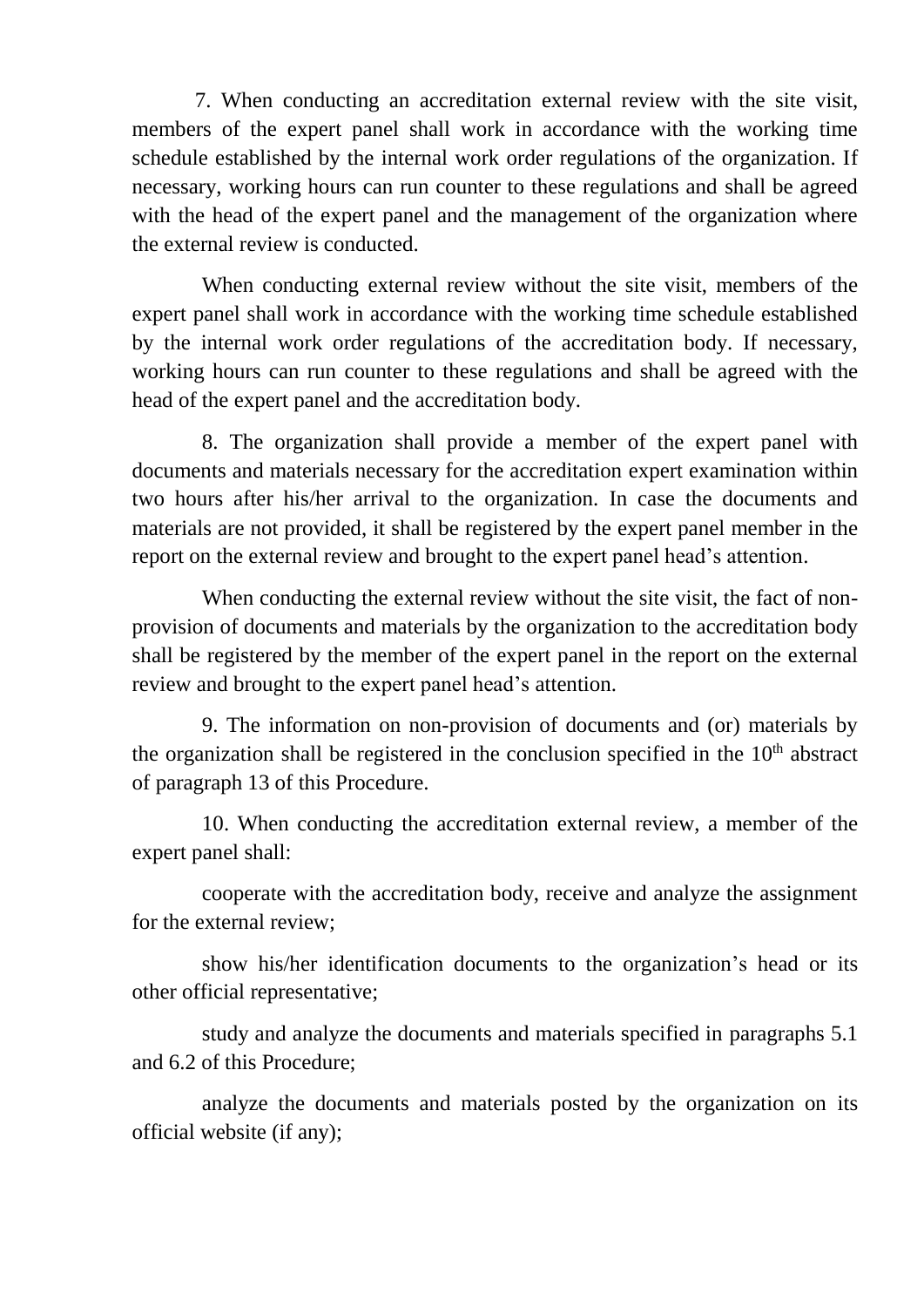7. When conducting an accreditation external review with the site visit, members of the expert panel shall work in accordance with the working time schedule established by the internal work order regulations of the organization. If necessary, working hours can run counter to these regulations and shall be agreed with the head of the expert panel and the management of the organization where the external review is conducted.

When conducting external review without the site visit, members of the expert panel shall work in accordance with the working time schedule established by the internal work order regulations of the accreditation body. If necessary, working hours can run counter to these regulations and shall be agreed with the head of the expert panel and the accreditation body.

8. The organization shall provide a member of the expert panel with documents and materials necessary for the accreditation expert examination within two hours after his/her arrival to the organization. In case the documents and materials are not provided, it shall be registered by the expert panel member in the report on the external review and brought to the expert panel head's attention.

When conducting the external review without the site visit, the fact of non-provision of documents and materials by the organization to the accreditation body shall be registered by the member of the expert panel in the report on the external review and brought to the expert panel head's attention.

9. The information on non-provision of documents and (or) materials by the organization shall be registered in the conclusion specified in the 10th abstract of paragraph 13 of this Procedure.

10. When conducting the accreditation external review, a member of the expert panel shall:

cooperate with the accreditation body, receive and analyze the assignment for the external review;

show his/her identification documents to the organization's head or its other official representative;

study and analyze the documents and materials specified in paragraphs 5.1 and 6.2 of this Procedure;

analyze the documents and materials posted by the organization on its official website (if any);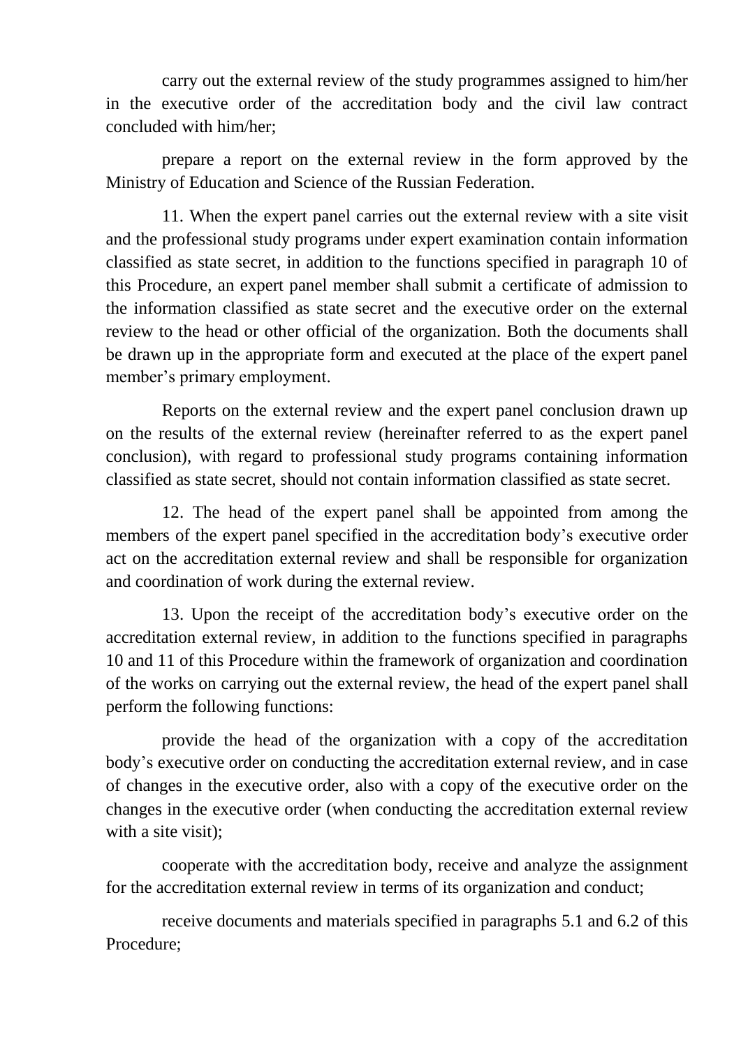carry out the external review of the study programmes assigned to him/her in the executive order of the accreditation body and the civil law contract concluded with him/her;

prepare a report on the external review in the form approved by the Ministry of Education and Science of the Russian Federation.

11. When the expert panel carries out the external review with a site visit and the professional study programs under expert examination contain information classified as state secret, in addition to the functions specified in paragraph 10 of this Procedure, an expert panel member shall submit a certificate of admission to the information classified as state secret and the executive order on the external review to the head or other official of the organization. Both the documents shall be drawn up in the appropriate form and executed at the place of the expert panel member's primary employment.

Reports on the external review and the expert panel conclusion drawn up on the results of the external review (hereinafter referred to as the expert panel conclusion), with regard to professional study programs containing information classified as state secret, should not contain information classified as state secret.

12. The head of the expert panel shall be appointed from among the members of the expert panel specified in the accreditation body's executive order act on the accreditation external review and shall be responsible for organization and coordination of work during the external review.

13. Upon the receipt of the accreditation body's executive order on the accreditation external review, in addition to the functions specified in paragraphs 10 and 11 of this Procedure within the framework of organization and coordination of the works on carrying out the external review, the head of the expert panel shall perform the following functions:

provide the head of the organization with a copy of the accreditation body's executive order on conducting the accreditation external review, and in case of changes in the executive order, also with a copy of the executive order on the changes in the executive order (when conducting the accreditation external review with a site visit);

cooperate with the accreditation body, receive and analyze the assignment for the accreditation external review in terms of its organization and conduct;

receive documents and materials specified in paragraphs 5.1 and 6.2 of this Procedure;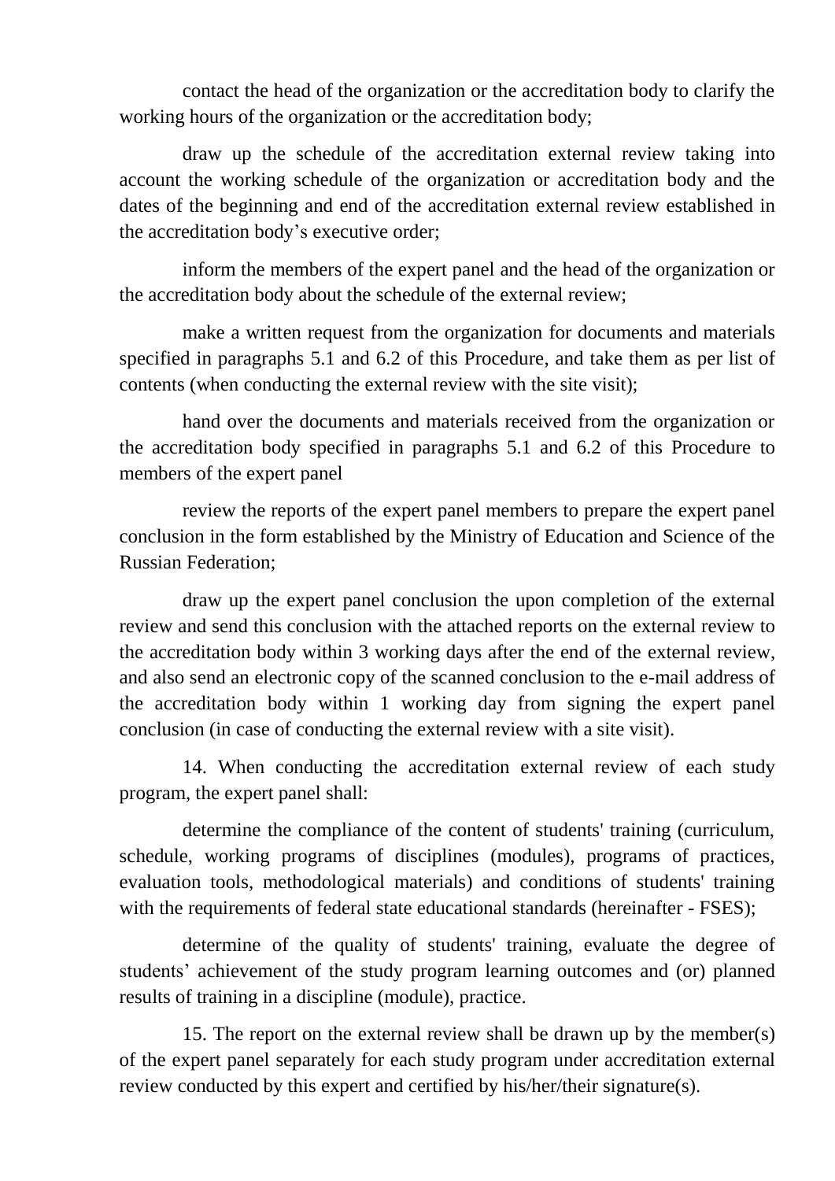contact the head of the organization or the accreditation body to clarify the working hours of the organization or the accreditation body;

draw up the schedule of the accreditation external review taking into account the working schedule of the organization or accreditation body and the dates of the beginning and end of the accreditation external review established in the accreditation body's executive order;

inform the members of the expert panel and the head of the organization or the accreditation body about the schedule of the external review;

make a written request from the organization for documents and materials specified in paragraphs 5.1 and 6.2 of this Procedure, and take them as per list of contents (when conducting the external review with the site visit);

hand over the documents and materials received from the organization or the accreditation body specified in paragraphs 5.1 and 6.2 of this Procedure to members of the expert panel

review the reports of the expert panel members to prepare the expert panel conclusion in the form established by the Ministry of Education and Science of the Russian Federation;

draw up the expert panel conclusion the upon completion of the external review and send this conclusion with the attached reports on the external review to the accreditation body within 3 working days after the end of the external review, and also send an electronic copy of the scanned conclusion to the e-mail address of the accreditation body within 1 working day from signing the expert panel conclusion (in case of conducting the external review with a site visit).

14. When conducting the accreditation external review of each study program, the expert panel shall:

determine the compliance of the content of students' training (curriculum, schedule, working programs of disciplines (modules), programs of practices, evaluation tools, methodological materials) and conditions of students' training with the requirements of federal state educational standards (hereinafter - FSES);

determine of the quality of students' training, evaluate the degree of students' achievement of the study program learning outcomes and (or) planned results of training in a discipline (module), practice.

15. The report on the external review shall be drawn up by the member(s) of the expert panel separately for each study program under accreditation external review conducted by this expert and certified by his/her/their signature(s).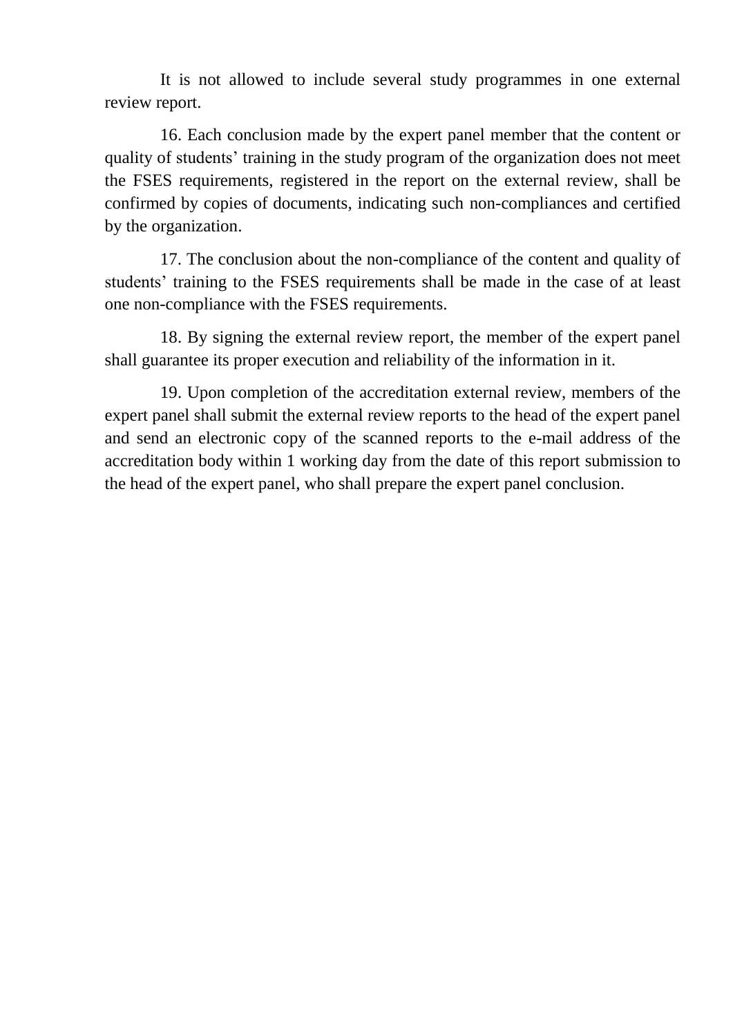It is not allowed to include several study programmes in one external review report.

16. Each conclusion made by the expert panel member that the content or quality of students' training in the study program of the organization does not meet the FSES requirements, registered in the report on the external review, shall be confirmed by copies of documents, indicating such non-compliances and certified by the organization.

17. The conclusion about the non-compliance of the content and quality of students' training to the FSES requirements shall be made in the case of at least one non-compliance with the FSES requirements.

18. By signing the external review report, the member of the expert panel shall guarantee its proper execution and reliability of the information in it.

19. Upon completion of the accreditation external review, members of the expert panel shall submit the external review reports to the head of the expert panel and send an electronic copy of the scanned reports to the e-mail address of the accreditation body within 1 working day from the date of this report submission to the head of the expert panel, who shall prepare the expert panel conclusion.